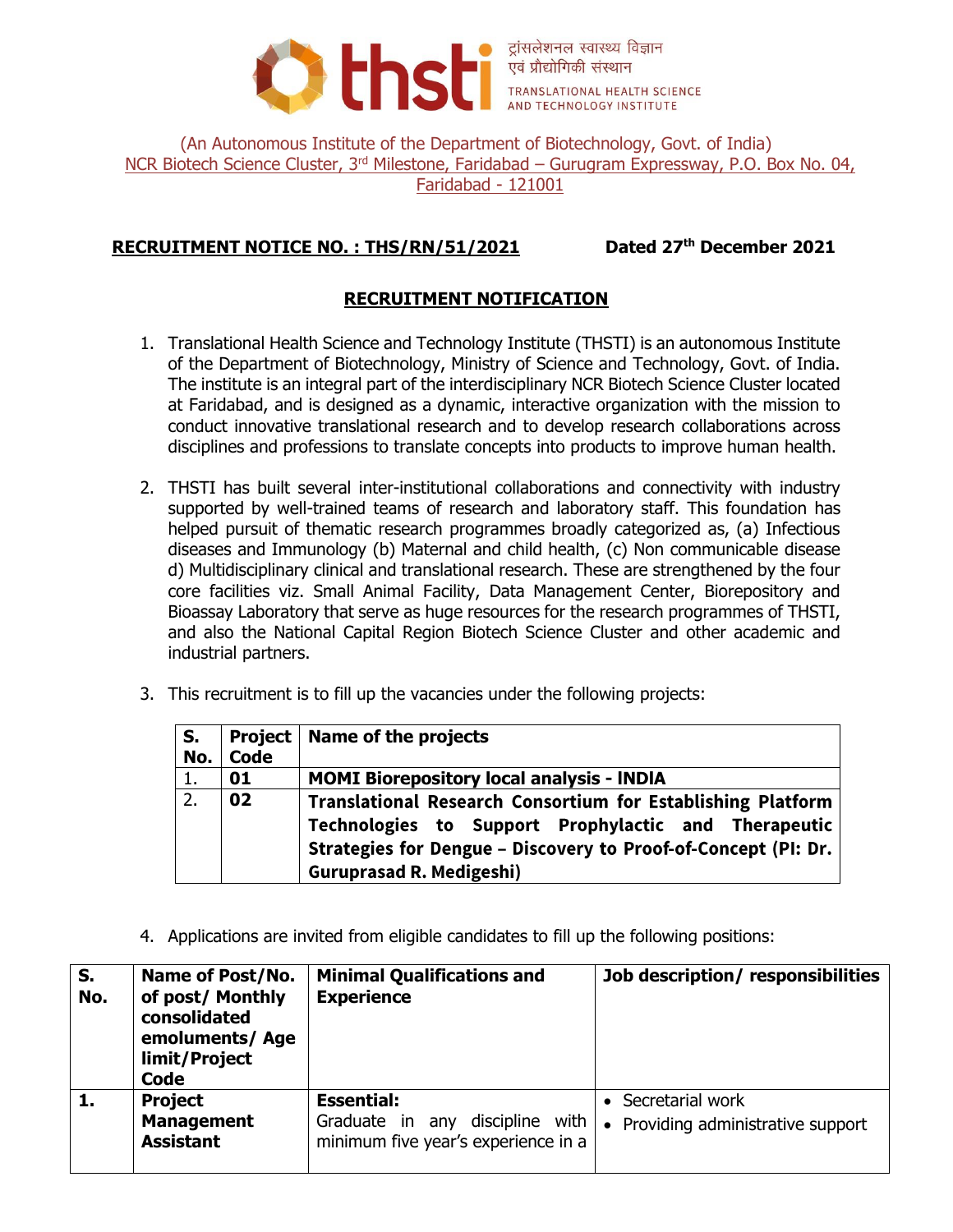thsti

ट्रांसलेशनल स्वास्थ्य विज्ञान एवं प्रौद्योगिकी संस्थान

TRANSLATIONAL HEALTH SCIENCE AND TECHNOLOGY INSTITUTE

(An Autonomous Institute of the Department of Biotechnology, Govt. of India)
NCR Biotech Science Cluster, 3rd Milestone, Faridabad – Gurugram Expressway, P.O. Box No. 04, Faridabad - 121001

**RECRUITMENT NOTICE NO. : THS/RN/51/2021** **Dated 27th December 2021**

## RECRUITMENT NOTIFICATION

1. Translational Health Science and Technology Institute (THSTI) is an autonomous Institute of the Department of Biotechnology, Ministry of Science and Technology, Govt. of India. The institute is an integral part of the interdisciplinary NCR Biotech Science Cluster located at Faridabad, and is designed as a dynamic, interactive organization with the mission to conduct innovative translational research and to develop research collaborations across disciplines and professions to translate concepts into products to improve human health.

2. THSTI has built several inter-institutional collaborations and connectivity with industry supported by well-trained teams of research and laboratory staff. This foundation has helped pursuit of thematic research programmes broadly categorized as, (a) Infectious diseases and Immunology (b) Maternal and child health, (c) Non communicable disease d) Multidisciplinary clinical and translational research. These are strengthened by the four core facilities viz. Small Animal Facility, Data Management Center, Biorepository and Bioassay Laboratory that serve as huge resources for the research programmes of THSTI, and also the National Capital Region Biotech Science Cluster and other academic and industrial partners.

3. This recruitment is to fill up the vacancies under the following projects:

| S. No. | Project Code | Name of the projects |
|---|---|---|
| 1. | **01** | **MOMI Biorepository local analysis - INDIA** |
| 2. | **02** | **Translational Research Consortium for Establishing Platform Technologies to Support Prophylactic and Therapeutic Strategies for Dengue – Discovery to Proof-of-Concept (PI: Dr. Guruprasad R. Medigeshi)** |

4. Applications are invited from eligible candidates to fill up the following positions:

| S. No. | Name of Post/No. of post/ Monthly consolidated emoluments/ Age limit/Project Code | Minimal Qualifications and Experience | Job description/ responsibilities |
|---|---|---|---|
| **1.** | **Project Management Assistant** | **Essential:** Graduate in any discipline with minimum five year's experience in a | • Secretarial work<br>• Providing administrative support |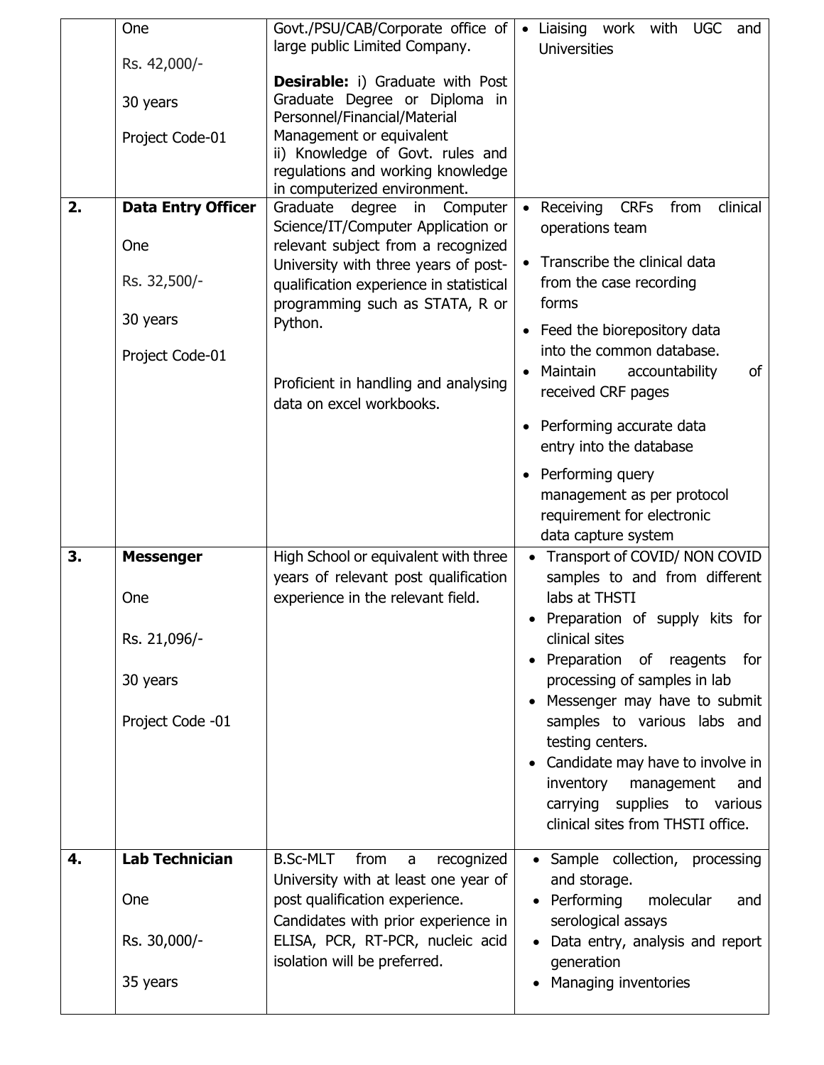|  |  |  |  |
|---|---|---|---|
|  | One<br><br>Rs. 42,000/-<br><br>30 years<br><br>Project Code-01 | Govt./PSU/CAB/Corporate office of large public Limited Company.<br><br>**Desirable:** i) Graduate with Post Graduate Degree or Diploma in Personnel/Financial/Material Management or equivalent<br>ii) Knowledge of Govt. rules and regulations and working knowledge in computerized environment. | • Liaising work with UGC and Universities |
| **2.** | **Data Entry Officer**<br><br>One<br><br>Rs. 32,500/-<br><br>30 years<br><br>Project Code-01 | Graduate degree in Computer Science/IT/Computer Application or relevant subject from a recognized University with three years of post-qualification experience in statistical programming such as STATA, R or Python.<br><br>Proficient in handling and analysing data on excel workbooks. | • Receiving CRFs from clinical operations team<br>• Transcribe the clinical data from the case recording forms<br>• Feed the biorepository data into the common database.<br>• Maintain accountability of received CRF pages<br>• Performing accurate data entry into the database<br>• Performing query management as per protocol requirement for electronic data capture system |
| **3.** | **Messenger**<br><br>One<br><br>Rs. 21,096/-<br><br>30 years<br><br>Project Code -01 | High School or equivalent with three years of relevant post qualification experience in the relevant field. | • Transport of COVID/ NON COVID samples to and from different labs at THSTI<br>• Preparation of supply kits for clinical sites<br>• Preparation of reagents for processing of samples in lab<br>• Messenger may have to submit samples to various labs and testing centers.<br>• Candidate may have to involve in inventory management and carrying supplies to various clinical sites from THSTI office. |
| **4.** | **Lab Technician**<br><br>One<br><br>Rs. 30,000/-<br><br>35 years | B.Sc-MLT from a recognized University with at least one year of post qualification experience.<br>Candidates with prior experience in ELISA, PCR, RT-PCR, nucleic acid isolation will be preferred. | • Sample collection, processing and storage.<br>• Performing molecular and serological assays<br>• Data entry, analysis and report generation<br>• Managing inventories |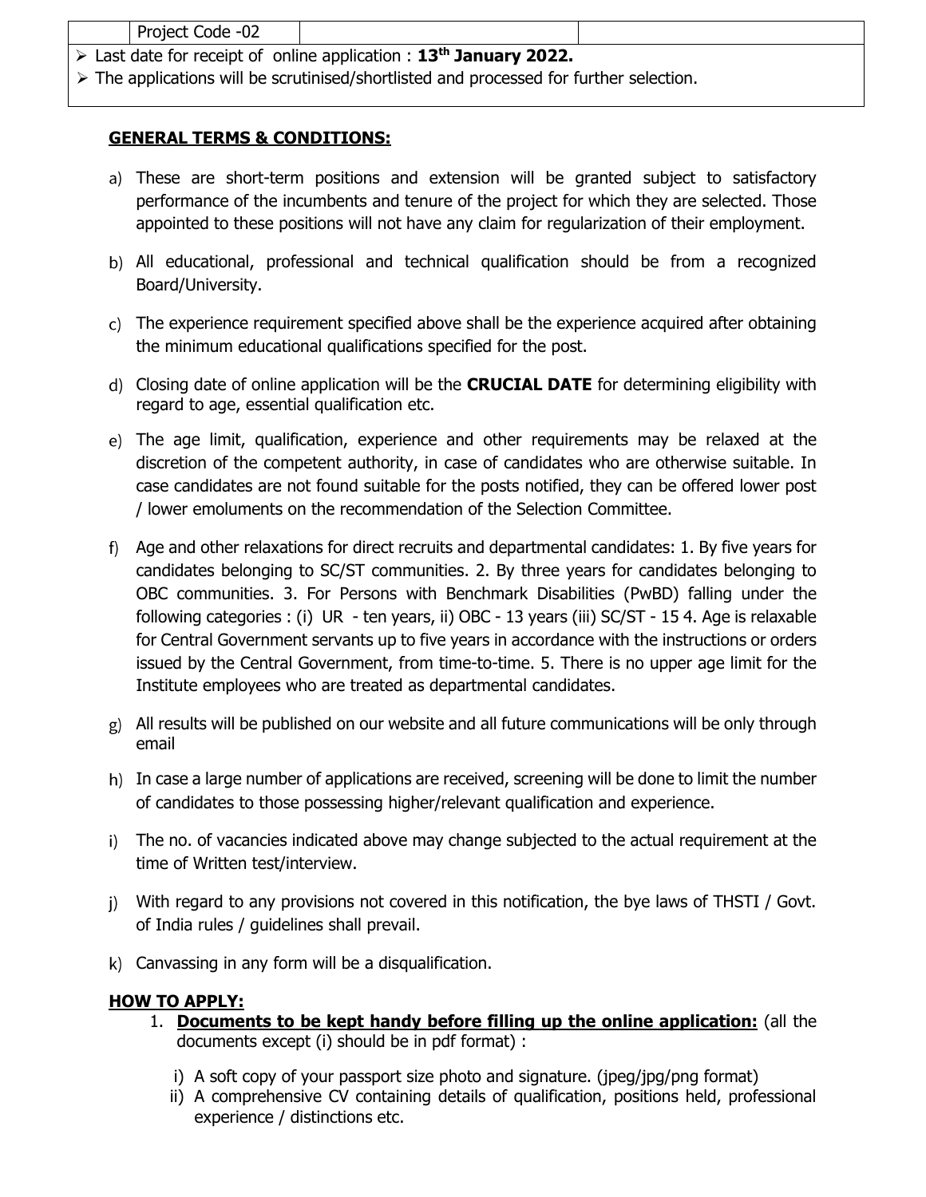| | Project Code -02 | | |
|---|---|---|---|

- Last date for receipt of online application : **13th January 2022.**
- The applications will be scrutinised/shortlisted and processed for further selection.

## GENERAL TERMS & CONDITIONS:

a) These are short-term positions and extension will be granted subject to satisfactory performance of the incumbents and tenure of the project for which they are selected. Those appointed to these positions will not have any claim for regularization of their employment.

b) All educational, professional and technical qualification should be from a recognized Board/University.

c) The experience requirement specified above shall be the experience acquired after obtaining the minimum educational qualifications specified for the post.

d) Closing date of online application will be the **CRUCIAL DATE** for determining eligibility with regard to age, essential qualification etc.

e) The age limit, qualification, experience and other requirements may be relaxed at the discretion of the competent authority, in case of candidates who are otherwise suitable. In case candidates are not found suitable for the posts notified, they can be offered lower post / lower emoluments on the recommendation of the Selection Committee.

f) Age and other relaxations for direct recruits and departmental candidates: 1. By five years for candidates belonging to SC/ST communities. 2. By three years for candidates belonging to OBC communities. 3. For Persons with Benchmark Disabilities (PwBD) falling under the following categories : (i) UR - ten years, ii) OBC - 13 years (iii) SC/ST - 15 4. Age is relaxable for Central Government servants up to five years in accordance with the instructions or orders issued by the Central Government, from time-to-time. 5. There is no upper age limit for the Institute employees who are treated as departmental candidates.

g) All results will be published on our website and all future communications will be only through email

h) In case a large number of applications are received, screening will be done to limit the number of candidates to those possessing higher/relevant qualification and experience.

i) The no. of vacancies indicated above may change subjected to the actual requirement at the time of Written test/interview.

j) With regard to any provisions not covered in this notification, the bye laws of THSTI / Govt. of India rules / guidelines shall prevail.

k) Canvassing in any form will be a disqualification.

## HOW TO APPLY:

1. **Documents to be kept handy before filling up the online application:** (all the documents except (i) should be in pdf format) :

   i) A soft copy of your passport size photo and signature. (jpeg/jpg/png format)
   
   ii) A comprehensive CV containing details of qualification, positions held, professional experience / distinctions etc.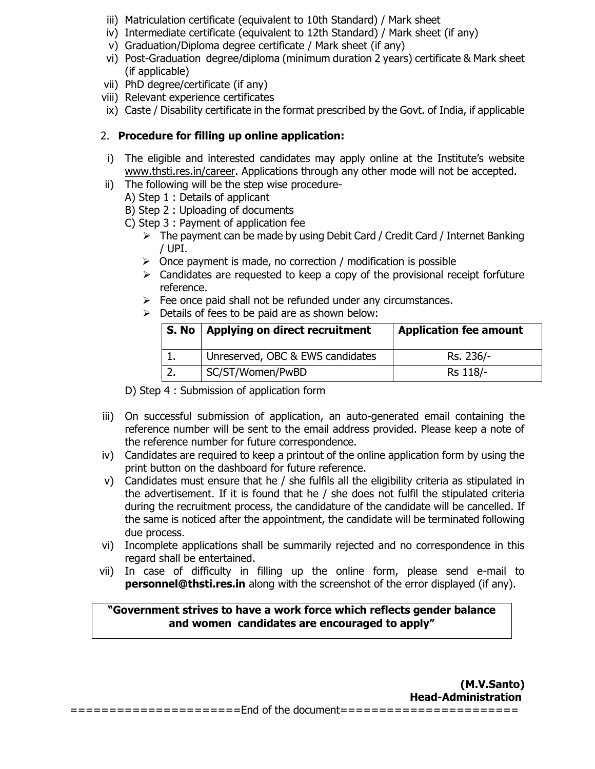iii) Matriculation certificate (equivalent to 10th Standard) / Mark sheet
iv) Intermediate certificate (equivalent to 12th Standard) / Mark sheet (if any)
v) Graduation/Diploma degree certificate / Mark sheet (if any)
vi) Post-Graduation degree/diploma (minimum duration 2 years) certificate & Mark sheet (if applicable)
vii) PhD degree/certificate (if any)
viii) Relevant experience certificates
ix) Caste / Disability certificate in the format prescribed by the Govt. of India, if applicable

2. **Procedure for filling up online application:**

i) The eligible and interested candidates may apply online at the Institute's website www.thsti.res.in/career. Applications through any other mode will not be accepted.

ii) The following will be the step wise procedure-

A) Step 1 : Details of applicant

B) Step 2 : Uploading of documents

C) Step 3 : Payment of application fee

- The payment can be made by using Debit Card / Credit Card / Internet Banking / UPI.
- Once payment is made, no correction / modification is possible
- Candidates are requested to keep a copy of the provisional receipt forfuture reference.
- Fee once paid shall not be refunded under any circumstances.
- Details of fees to be paid are as shown below:

| S. No | Applying on direct recruitment | Application fee amount |
|---|---|---|
| 1. | Unreserved, OBC & EWS candidates | Rs. 236/- |
| 2. | SC/ST/Women/PwBD | Rs 118/- |

D) Step 4 : Submission of application form

iii) On successful submission of application, an auto-generated email containing the reference number will be sent to the email address provided. Please keep a note of the reference number for future correspondence.

iv) Candidates are required to keep a printout of the online application form by using the print button on the dashboard for future reference.

v) Candidates must ensure that he / she fulfils all the eligibility criteria as stipulated in the advertisement. If it is found that he / she does not fulfil the stipulated criteria during the recruitment process, the candidature of the candidate will be cancelled. If the same is noticed after the appointment, the candidate will be terminated following due process.

vi) Incomplete applications shall be summarily rejected and no correspondence in this regard shall be entertained.

vii) In case of difficulty in filling up the online form, please send e-mail to **personnel@thsti.res.in** along with the screenshot of the error displayed (if any).

**"Government strives to have a work force which reflects gender balance and women candidates are encouraged to apply"**

**(M.V.Santo)**
**Head-Administration**

=====================End of the document======================